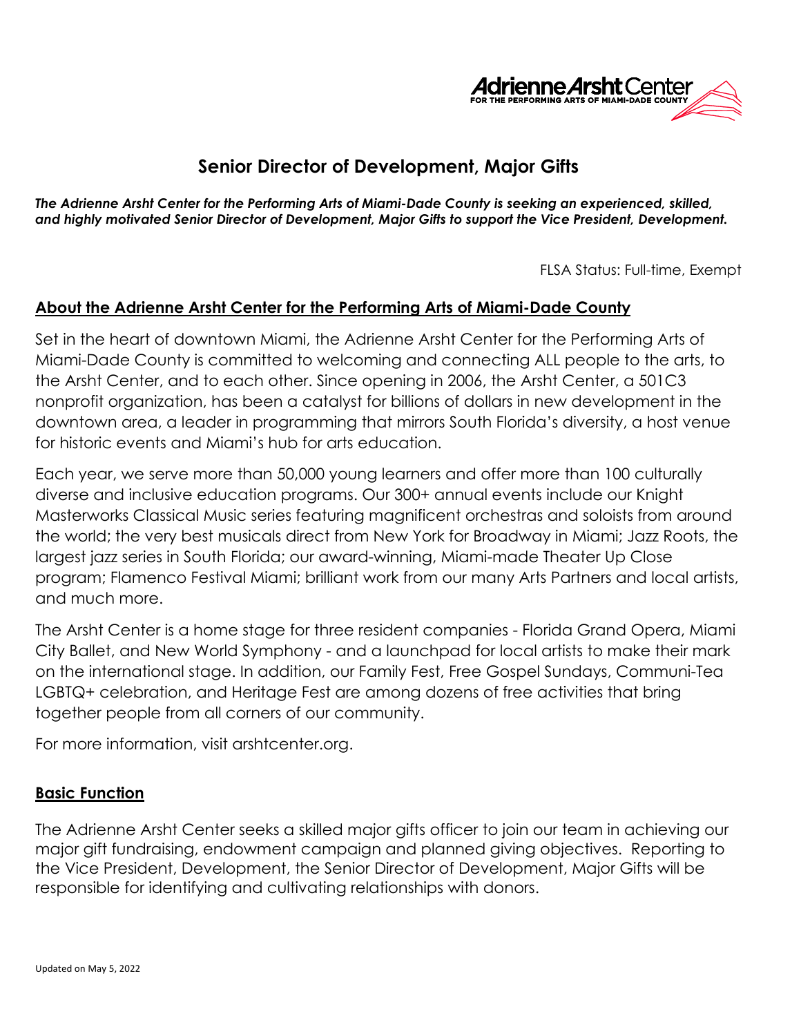# Senior Director of Development, Major Gifts

***The Adrienne Arsht Center for the Performing Arts of Miami-Dade County is seeking an experienced, skilled, and highly motivated Senior Director of Development, Major Gifts to support the Vice President, Development.***

FLSA Status: Full-time, Exempt

## About the Adrienne Arsht Center for the Performing Arts of Miami-Dade County

Set in the heart of downtown Miami, the Adrienne Arsht Center for the Performing Arts of Miami-Dade County is committed to welcoming and connecting ALL people to the arts, to the Arsht Center, and to each other. Since opening in 2006, the Arsht Center, a 501C3 nonprofit organization, has been a catalyst for billions of dollars in new development in the downtown area, a leader in programming that mirrors South Florida's diversity, a host venue for historic events and Miami's hub for arts education.

Each year, we serve more than 50,000 young learners and offer more than 100 culturally diverse and inclusive education programs. Our 300+ annual events include our Knight Masterworks Classical Music series featuring magnificent orchestras and soloists from around the world; the very best musicals direct from New York for Broadway in Miami; Jazz Roots, the largest jazz series in South Florida; our award-winning, Miami-made Theater Up Close program; Flamenco Festival Miami; brilliant work from our many Arts Partners and local artists, and much more.

The Arsht Center is a home stage for three resident companies - Florida Grand Opera, Miami City Ballet, and New World Symphony - and a launchpad for local artists to make their mark on the international stage. In addition, our Family Fest, Free Gospel Sundays, Communi-Tea LGBTQ+ celebration, and Heritage Fest are among dozens of free activities that bring together people from all corners of our community.

For more information, visit arshtcenter.org.

## Basic Function

The Adrienne Arsht Center seeks a skilled major gifts officer to join our team in achieving our major gift fundraising, endowment campaign and planned giving objectives. Reporting to the Vice President, Development, the Senior Director of Development, Major Gifts will be responsible for identifying and cultivating relationships with donors.

Updated on May 5, 2022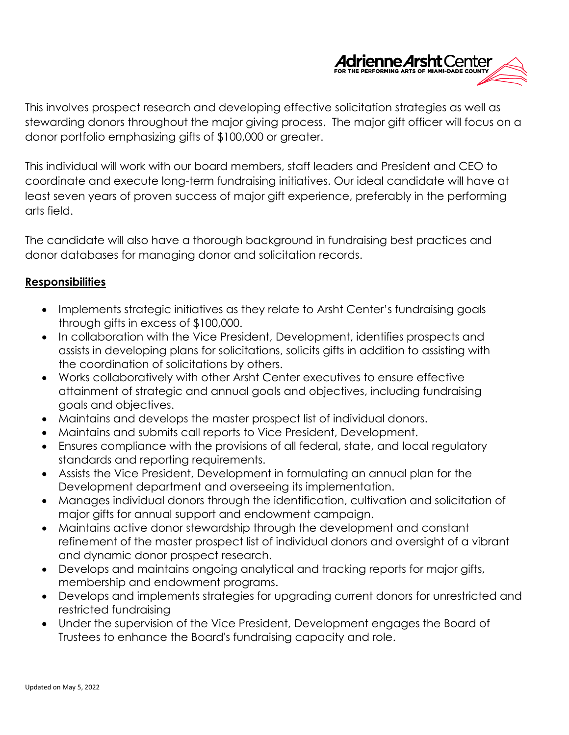This involves prospect research and developing effective solicitation strategies as well as stewarding donors throughout the major giving process. The major gift officer will focus on a donor portfolio emphasizing gifts of $100,000 or greater.

This individual will work with our board members, staff leaders and President and CEO to coordinate and execute long-term fundraising initiatives. Our ideal candidate will have at least seven years of proven success of major gift experience, preferably in the performing arts field.

The candidate will also have a thorough background in fundraising best practices and donor databases for managing donor and solicitation records.

**Responsibilities**

- Implements strategic initiatives as they relate to Arsht Center's fundraising goals through gifts in excess of $100,000.
- In collaboration with the Vice President, Development, identifies prospects and assists in developing plans for solicitations, solicits gifts in addition to assisting with the coordination of solicitations by others.
- Works collaboratively with other Arsht Center executives to ensure effective attainment of strategic and annual goals and objectives, including fundraising goals and objectives.
- Maintains and develops the master prospect list of individual donors.
- Maintains and submits call reports to Vice President, Development.
- Ensures compliance with the provisions of all federal, state, and local regulatory standards and reporting requirements.
- Assists the Vice President, Development in formulating an annual plan for the Development department and overseeing its implementation.
- Manages individual donors through the identification, cultivation and solicitation of major gifts for annual support and endowment campaign.
- Maintains active donor stewardship through the development and constant refinement of the master prospect list of individual donors and oversight of a vibrant and dynamic donor prospect research.
- Develops and maintains ongoing analytical and tracking reports for major gifts, membership and endowment programs.
- Develops and implements strategies for upgrading current donors for unrestricted and restricted fundraising
- Under the supervision of the Vice President, Development engages the Board of Trustees to enhance the Board's fundraising capacity and role.

Updated on May 5, 2022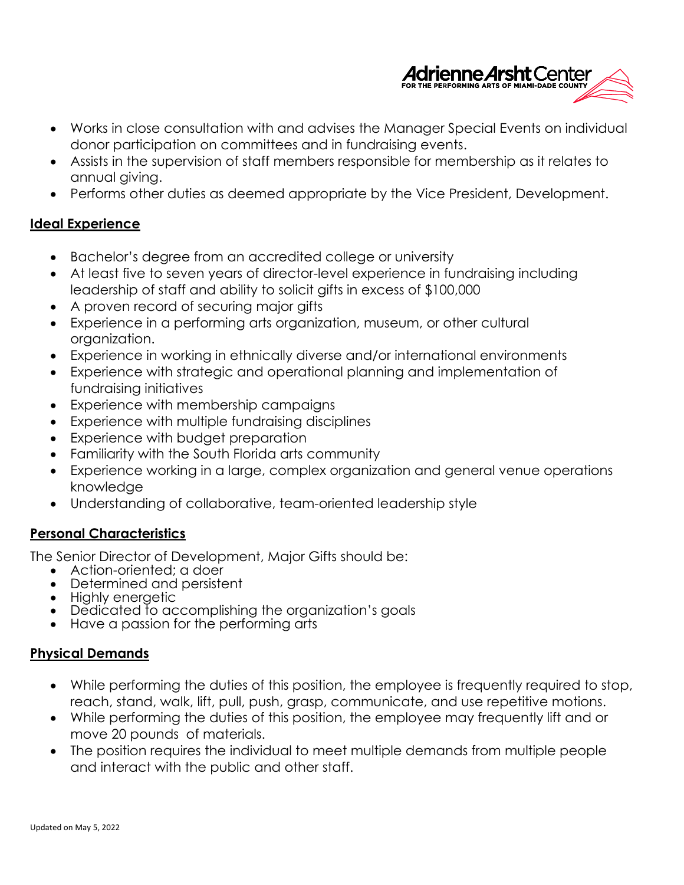- Works in close consultation with and advises the Manager Special Events on individual donor participation on committees and in fundraising events.
- Assists in the supervision of staff members responsible for membership as it relates to annual giving.
- Performs other duties as deemed appropriate by the Vice President, Development.

## Ideal Experience

- Bachelor's degree from an accredited college or university
- At least five to seven years of director-level experience in fundraising including leadership of staff and ability to solicit gifts in excess of $100,000
- A proven record of securing major gifts
- Experience in a performing arts organization, museum, or other cultural organization.
- Experience in working in ethnically diverse and/or international environments
- Experience with strategic and operational planning and implementation of fundraising initiatives
- Experience with membership campaigns
- Experience with multiple fundraising disciplines
- Experience with budget preparation
- Familiarity with the South Florida arts community
- Experience working in a large, complex organization and general venue operations knowledge
- Understanding of collaborative, team-oriented leadership style

## Personal Characteristics

The Senior Director of Development, Major Gifts should be:

- Action-oriented; a doer
- Determined and persistent
- Highly energetic
- Dedicated to accomplishing the organization's goals
- Have a passion for the performing arts

## Physical Demands

- While performing the duties of this position, the employee is frequently required to stop, reach, stand, walk, lift, pull, push, grasp, communicate, and use repetitive motions.
- While performing the duties of this position, the employee may frequently lift and or move 20 pounds of materials.
- The position requires the individual to meet multiple demands from multiple people and interact with the public and other staff.

Updated on May 5, 2022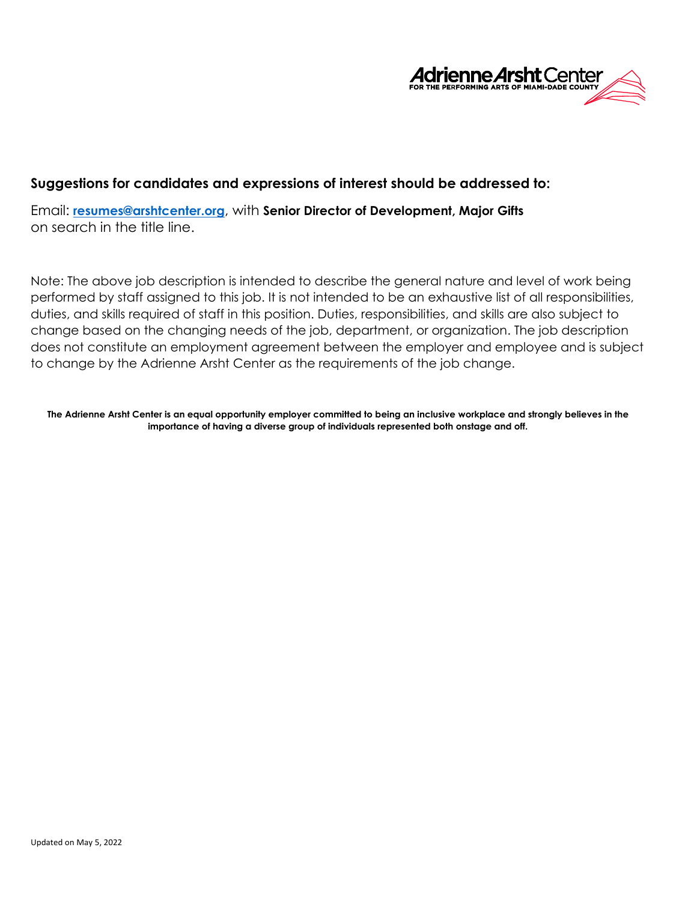**Suggestions for candidates and expressions of interest should be addressed to:**

Email: **resumes@arshtcenter.org**, with **Senior Director of Development, Major Gifts** on search in the title line.

Note: The above job description is intended to describe the general nature and level of work being performed by staff assigned to this job. It is not intended to be an exhaustive list of all responsibilities, duties, and skills required of staff in this position. Duties, responsibilities, and skills are also subject to change based on the changing needs of the job, department, or organization. The job description does not constitute an employment agreement between the employer and employee and is subject to change by the Adrienne Arsht Center as the requirements of the job change.

**The Adrienne Arsht Center is an equal opportunity employer committed to being an inclusive workplace and strongly believes in the importance of having a diverse group of individuals represented both onstage and off.**

Updated on May 5, 2022